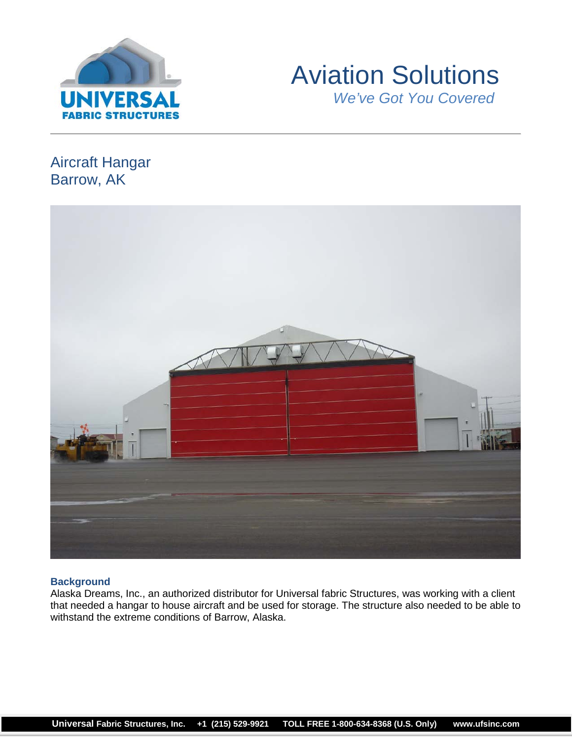# Aviation Solutions

*We've Got You Covered*

## Aircraft Hangar
## Barrow, AK

### Background

Alaska Dreams, Inc., an authorized distributor for Universal fabric Structures, was working with a client that needed a hangar to house aircraft and be used for storage. The structure also needed to be able to withstand the extreme conditions of Barrow, Alaska.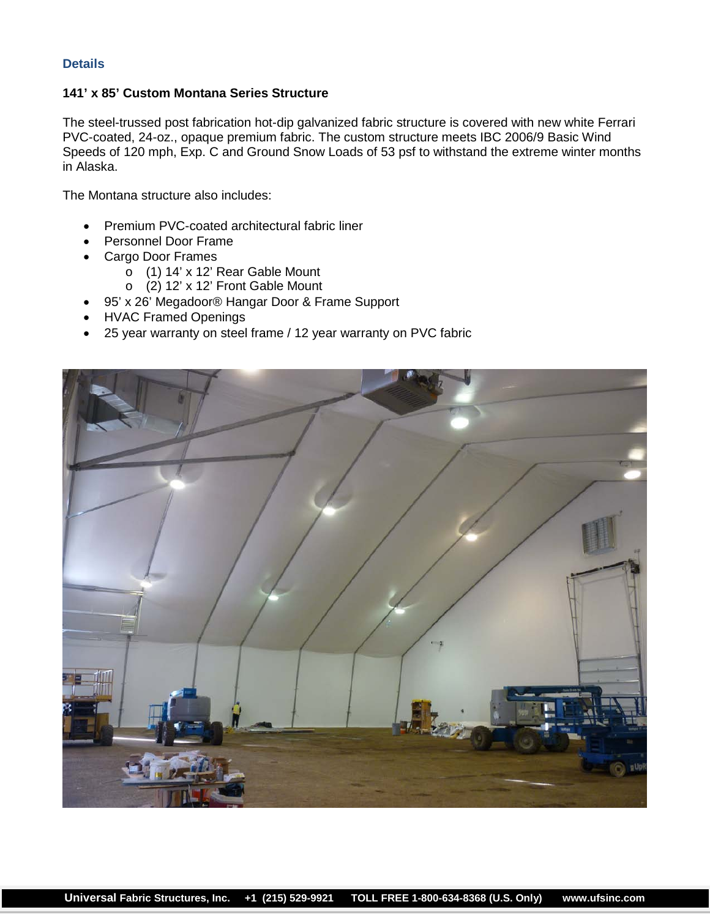### Details

**141' x 85' Custom Montana Series Structure**

The steel-trussed post fabrication hot-dip galvanized fabric structure is covered with new white Ferrari PVC-coated, 24-oz., opaque premium fabric. The custom structure meets IBC 2006/9 Basic Wind Speeds of 120 mph, Exp. C and Ground Snow Loads of 53 psf to withstand the extreme winter months in Alaska.

The Montana structure also includes:

- Premium PVC-coated architectural fabric liner
- Personnel Door Frame
- Cargo Door Frames
  - (1) 14' x 12' Rear Gable Mount
  - (2) 12' x 12' Front Gable Mount
- 95' x 26' Megadoor® Hangar Door & Frame Support
- HVAC Framed Openings
- 25 year warranty on steel frame / 12 year warranty on PVC fabric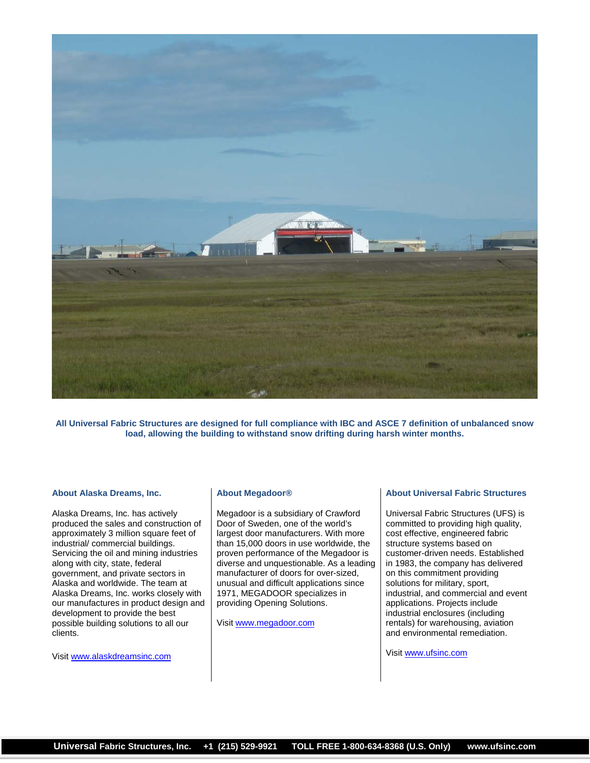**All Universal Fabric Structures are designed for full compliance with IBC and ASCE 7 definition of unbalanced snow load, allowing the building to withstand snow drifting during harsh winter months.**

### About Alaska Dreams, Inc.

Alaska Dreams, Inc. has actively produced the sales and construction of approximately 3 million square feet of industrial/ commercial buildings. Servicing the oil and mining industries along with city, state, federal government, and private sectors in Alaska and worldwide. The team at Alaska Dreams, Inc. works closely with our manufactures in product design and development to provide the best possible building solutions to all our clients.

Visit www.alaskdreamsinc.com

### About Megadoor®

Megadoor is a subsidiary of Crawford Door of Sweden, one of the world's largest door manufacturers. With more than 15,000 doors in use worldwide, the proven performance of the Megadoor is diverse and unquestionable. As a leading manufacturer of doors for over-sized, unusual and difficult applications since 1971, MEGADOOR specializes in providing Opening Solutions.

Visit www.megadoor.com

### About Universal Fabric Structures

Universal Fabric Structures (UFS) is committed to providing high quality, cost effective, engineered fabric structure systems based on customer-driven needs. Established in 1983, the company has delivered on this commitment providing solutions for military, sport, industrial, and commercial and event applications. Projects include industrial enclosures (including rentals) for warehousing, aviation and environmental remediation.

Visit www.ufsinc.com

**Universal Fabric Structures, Inc. +1 (215) 529-9921 TOLL FREE 1-800-634-8368 (U.S. Only) www.ufsinc.com**